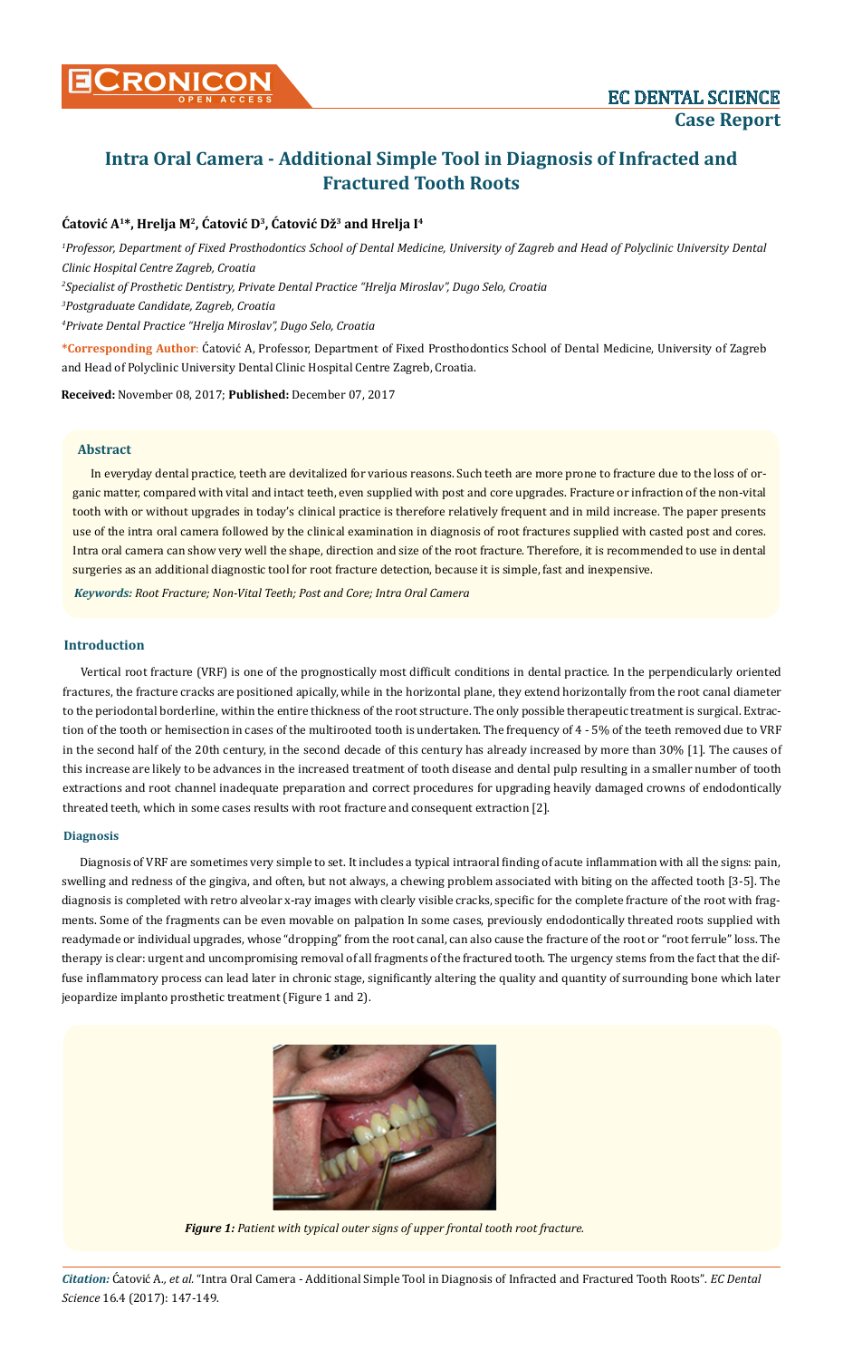# Intra Oral Camera - Additional Simple Tool in Diagnosis of Infracted and Fractured Tooth Roots

**Ćatović A[1]*, Hrelja M[2], Ćatović D[3], Ćatović Dž[3] and Hrelja I[4]**

[1]*Professor, Department of Fixed Prosthodontics School of Dental Medicine, University of Zagreb and Head of Polyclinic University Dental Clinic Hospital Centre Zagreb, Croatia*

[2]*Specialist of Prosthetic Dentistry, Private Dental Practice "Hrelja Miroslav", Dugo Selo, Croatia*

[3]*Postgraduate Candidate, Zagreb, Croatia*

[4]*Private Dental Practice "Hrelja Miroslav", Dugo Selo, Croatia*

**\*Corresponding Author**: Ćatović A, Professor, Department of Fixed Prosthodontics School of Dental Medicine, University of Zagreb and Head of Polyclinic University Dental Clinic Hospital Centre Zagreb, Croatia.

**Received:** November 08, 2017; **Published:** December 07, 2017

### Abstract

In everyday dental practice, teeth are devitalized for various reasons. Such teeth are more prone to fracture due to the loss of organic matter, compared with vital and intact teeth, even supplied with post and core upgrades. Fracture or infraction of the non-vital tooth with or without upgrades in today's clinical practice is therefore relatively frequent and in mild increase. The paper presents use of the intra oral camera followed by the clinical examination in diagnosis of root fractures supplied with casted post and cores. Intra oral camera can show very well the shape, direction and size of the root fracture. Therefore, it is recommended to use in dental surgeries as an additional diagnostic tool for root fracture detection, because it is simple, fast and inexpensive.

***Keywords:*** *Root Fracture; Non-Vital Teeth; Post and Core; Intra Oral Camera*

## Introduction

Vertical root fracture (VRF) is one of the prognostically most difficult conditions in dental practice. In the perpendicularly oriented fractures, the fracture cracks are positioned apically, while in the horizontal plane, they extend horizontally from the root canal diameter to the periodontal borderline, within the entire thickness of the root structure. The only possible therapeutic treatment is surgical. Extraction of the tooth or hemisection in cases of the multirooted tooth is undertaken. The frequency of 4 - 5% of the teeth removed due to VRF in the second half of the 20th century, in the second decade of this century has already increased by more than 30% [1]. The causes of this increase are likely to be advances in the increased treatment of tooth disease and dental pulp resulting in a smaller number of tooth extractions and root channel inadequate preparation and correct procedures for upgrading heavily damaged crowns of endodontically threated teeth, which in some cases results with root fracture and consequent extraction [2].

### Diagnosis

Diagnosis of VRF are sometimes very simple to set. It includes a typical intraoral finding of acute inflammation with all the signs: pain, swelling and redness of the gingiva, and often, but not always, a chewing problem associated with biting on the affected tooth [3-5]. The diagnosis is completed with retro alveolar x-ray images with clearly visible cracks, specific for the complete fracture of the root with fragments. Some of the fragments can be even movable on palpation In some cases, previously endodontically threated roots supplied with readymade or individual upgrades, whose "dropping" from the root canal, can also cause the fracture of the root or "root ferrule" loss. The therapy is clear: urgent and uncompromising removal of all fragments of the fractured tooth. The urgency stems from the fact that the diffuse inflammatory process can lead later in chronic stage, significantly altering the quality and quantity of surrounding bone which later jeopardize implanto prosthetic treatment (Figure 1 and 2).

***Figure 1:*** *Patient with typical outer signs of upper frontal tooth root fracture.*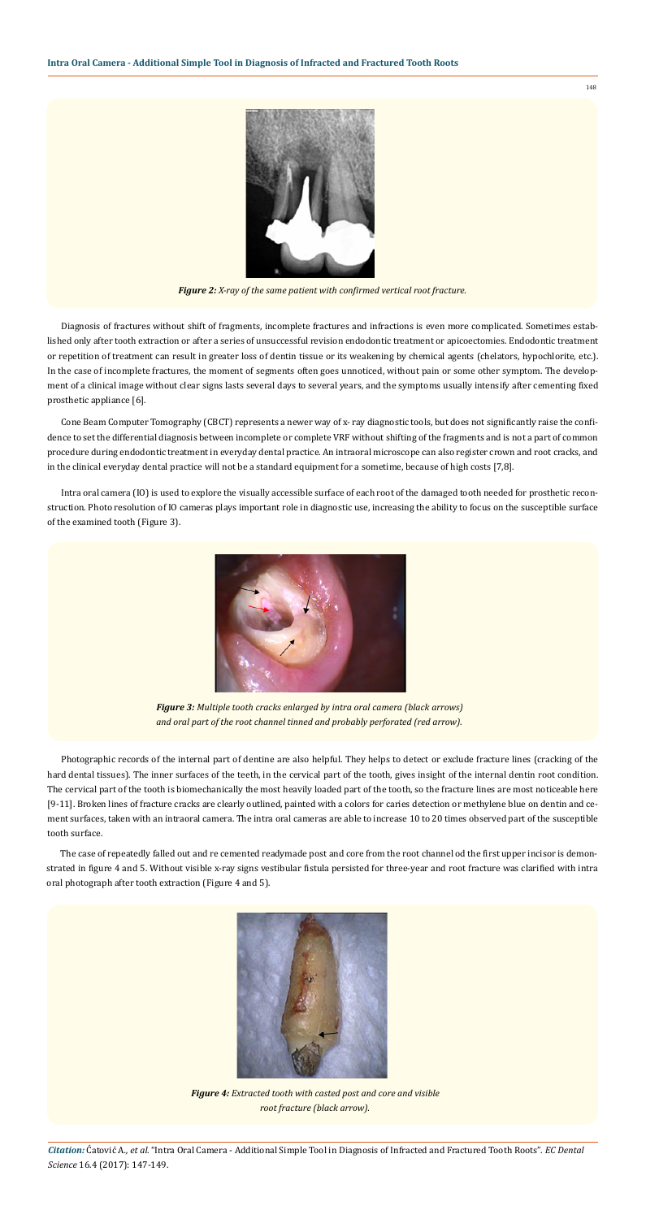*Figure 2: X-ray of the same patient with confirmed vertical root fracture.*

Diagnosis of fractures without shift of fragments, incomplete fractures and infractions is even more complicated. Sometimes established only after tooth extraction or after a series of unsuccessful revision endodontic treatment or apicoectomies. Endodontic treatment or repetition of treatment can result in greater loss of dentin tissue or its weakening by chemical agents (chelators, hypochlorite, etc.). In the case of incomplete fractures, the moment of segments often goes unnoticed, without pain or some other symptom. The development of a clinical image without clear signs lasts several days to several years, and the symptoms usually intensify after cementing fixed prosthetic appliance [6].

Cone Beam Computer Tomography (CBCT) represents a newer way of x- ray diagnostic tools, but does not significantly raise the confidence to set the differential diagnosis between incomplete or complete VRF without shifting of the fragments and is not a part of common procedure during endodontic treatment in everyday dental practice. An intraoral microscope can also register crown and root cracks, and in the clinical everyday dental practice will not be a standard equipment for a sometime, because of high costs [7,8].

Intra oral camera (IO) is used to explore the visually accessible surface of each root of the damaged tooth needed for prosthetic reconstruction. Photo resolution of IO cameras plays important role in diagnostic use, increasing the ability to focus on the susceptible surface of the examined tooth (Figure 3).

*Figure 3: Multiple tooth cracks enlarged by intra oral camera (black arrows) and oral part of the root channel tinned and probably perforated (red arrow).*

Photographic records of the internal part of dentine are also helpful. They helps to detect or exclude fracture lines (cracking of the hard dental tissues). The inner surfaces of the teeth, in the cervical part of the tooth, gives insight of the internal dentin root condition. The cervical part of the tooth is biomechanically the most heavily loaded part of the tooth, so the fracture lines are most noticeable here [9-11]. Broken lines of fracture cracks are clearly outlined, painted with a colors for caries detection or methylene blue on dentin and cement surfaces, taken with an intraoral camera. The intra oral cameras are able to increase 10 to 20 times observed part of the susceptible tooth surface.

The case of repeatedly falled out and re cemented readymade post and core from the root channel od the first upper incisor is demonstrated in figure 4 and 5. Without visible x-ray signs vestibular fistula persisted for three-year and root fracture was clarified with intra oral photograph after tooth extraction (Figure 4 and 5).

*Figure 4: Extracted tooth with casted post and core and visible root fracture (black arrow).*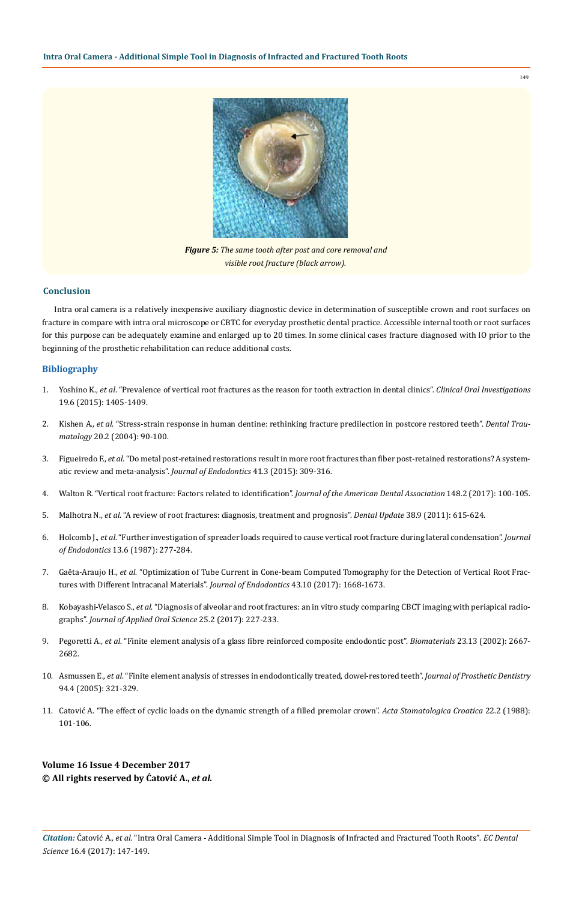*Figure 5: The same tooth after post and core removal and visible root fracture (black arrow).*

## Conclusion

Intra oral camera is a relatively inexpensive auxiliary diagnostic device in determination of susceptible crown and root surfaces on fracture in compare with intra oral microscope or CBCT for everyday prosthetic dental practice. Accessible internal tooth or root surfaces for this purpose can be adequately examine and enlarged up to 20 times. In some clinical cases fracture diagnosed with IO prior to the beginning of the prosthetic rehabilitation can reduce additional costs.

## Bibliography

1. Yoshino K., *et al*. "Prevalence of vertical root fractures as the reason for tooth extraction in dental clinics". *Clinical Oral Investigations* 19.6 (2015): 1405-1409.
2. Kishen A., *et al*. "Stress-strain response in human dentine: rethinking fracture predilection in postcore restored teeth". *Dental Traumatology* 20.2 (2004): 90-100.
3. Figueiredo F., *et al*. "Do metal post-retained restorations result in more root fractures than fiber post-retained restorations? A systematic review and meta-analysis". *Journal of Endodontics* 41.3 (2015): 309-316.
4. Walton R. "Vertical root fracture: Factors related to identification". *Journal of the American Dental Association* 148.2 (2017): 100-105.
5. Malhotra N., *et al*. "A review of root fractures: diagnosis, treatment and prognosis". *Dental Update* 38.9 (2011): 615-624.
6. Holcomb J., *et al*. "Further investigation of spreader loads required to cause vertical root fracture during lateral condensation". *Journal of Endodontics* 13.6 (1987): 277-284.
7. Gaêta-Araujo H., *et al*. "Optimization of Tube Current in Cone-beam Computed Tomography for the Detection of Vertical Root Fractures with Different Intracanal Materials". *Journal of Endodontics* 43.10 (2017): 1668-1673.
8. Kobayashi-Velasco S., *et al*. "Diagnosis of alveolar and root fractures: an in vitro study comparing CBCT imaging with periapical radiographs". *Journal of Applied Oral Science* 25.2 (2017): 227-233.
9. Pegoretti A., *et al*. "Finite element analysis of a glass fibre reinforced composite endodontic post". *Biomaterials* 23.13 (2002): 2667-2682.
10. Asmussen E., *et al*. "Finite element analysis of stresses in endodontically treated, dowel-restored teeth". *Journal of Prosthetic Dentistry* 94.4 (2005): 321-329.
11. Catović A. "The effect of cyclic loads on the dynamic strength of a filled premolar crown". *Acta Stomatologica Croatica* 22.2 (1988): 101-106.

**Volume 16 Issue 4 December 2017**
**© All rights reserved by Ćatović A., *et al.***